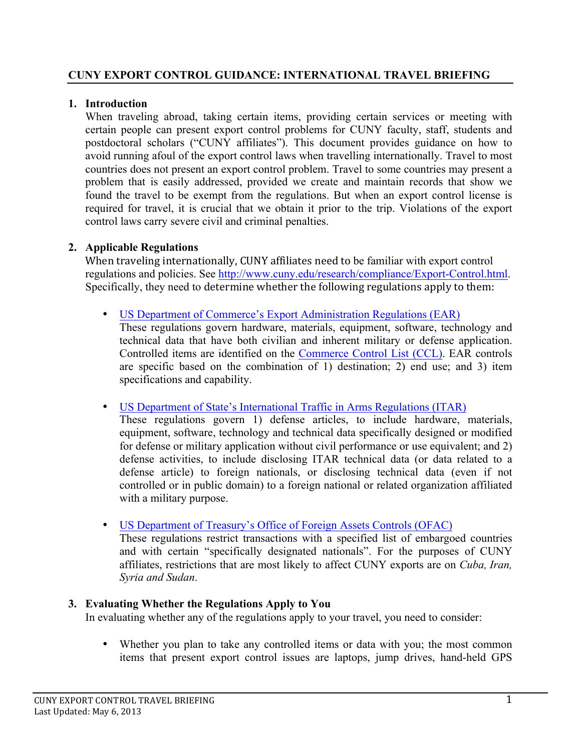## CUNY EXPORT CONTROL GUIDANCE: INTERNATIONAL TRAVEL BRIEFING

### 1. Introduction

When traveling abroad, taking certain items, providing certain services or meeting with certain people can present export control problems for CUNY faculty, staff, students and postdoctoral scholars ("CUNY affiliates"). This document provides guidance on how to avoid running afoul of the export control laws when travelling internationally. Travel to most countries does not present an export control problem. Travel to some countries may present a problem that is easily addressed, provided we create and maintain records that show we found the travel to be exempt from the regulations. But when an export control license is required for travel, it is crucial that we obtain it prior to the trip. Violations of the export control laws carry severe civil and criminal penalties.

### 2. Applicable Regulations

When traveling internationally, CUNY affiliates need to be familiar with export control regulations and policies. See [http://www.cuny.edu/research/compliance/Export-Control.html](http://www.cuny.edu/research/compliance/Export-Control.html). Specifically, they need to determine whether the following regulations apply to them:

- US Department of Commerce's Export Administration Regulations (EAR)
  These regulations govern hardware, materials, equipment, software, technology and technical data that have both civilian and inherent military or defense application. Controlled items are identified on the Commerce Control List (CCL). EAR controls are specific based on the combination of 1) destination; 2) end use; and 3) item specifications and capability.

- US Department of State's International Traffic in Arms Regulations (ITAR)
  These regulations govern 1) defense articles, to include hardware, materials, equipment, software, technology and technical data specifically designed or modified for defense or military application without civil performance or use equivalent; and 2) defense activities, to include disclosing ITAR technical data (or data related to a defense article) to foreign nationals, or disclosing technical data (even if not controlled or in public domain) to a foreign national or related organization affiliated with a military purpose.

- US Department of Treasury's Office of Foreign Assets Controls (OFAC)
  These regulations restrict transactions with a specified list of embargoed countries and with certain "specifically designated nationals". For the purposes of CUNY affiliates, restrictions that are most likely to affect CUNY exports are on *Cuba, Iran, Syria and Sudan*.

### 3. Evaluating Whether the Regulations Apply to You

In evaluating whether any of the regulations apply to your travel, you need to consider:

- Whether you plan to take any controlled items or data with you; the most common items that present export control issues are laptops, jump drives, hand-held GPS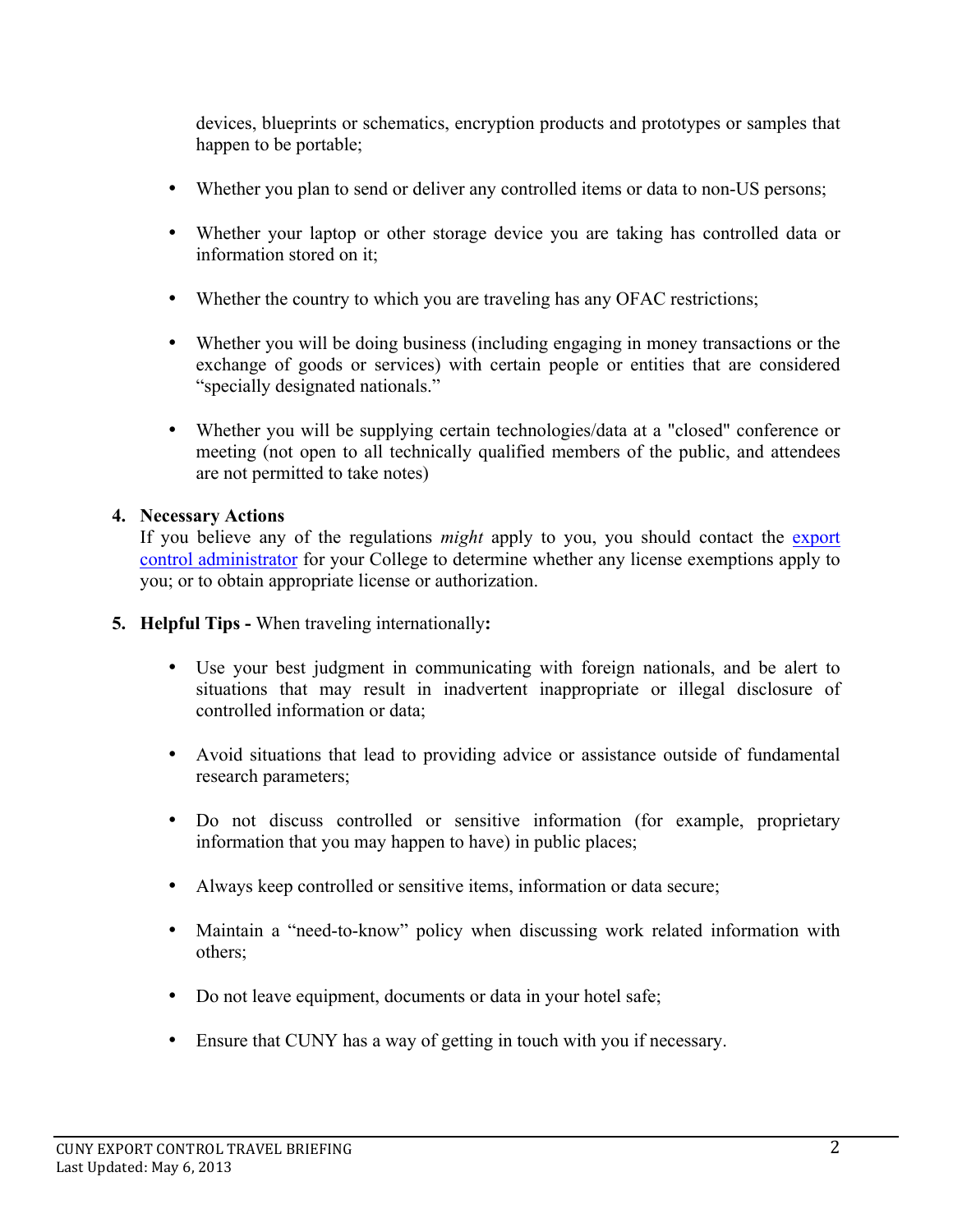devices, blueprints or schematics, encryption products and prototypes or samples that happen to be portable;

- Whether you plan to send or deliver any controlled items or data to non-US persons;
- Whether your laptop or other storage device you are taking has controlled data or information stored on it;
- Whether the country to which you are traveling has any OFAC restrictions;
- Whether you will be doing business (including engaging in money transactions or the exchange of goods or services) with certain people or entities that are considered "specially designated nationals."
- Whether you will be supplying certain technologies/data at a "closed" conference or meeting (not open to all technically qualified members of the public, and attendees are not permitted to take notes)

4. **Necessary Actions**
   If you believe any of the regulations *might* apply to you, you should contact the export control administrator for your College to determine whether any license exemptions apply to you; or to obtain appropriate license or authorization.

5. **Helpful Tips -** When traveling internationally**:**

   - Use your best judgment in communicating with foreign nationals, and be alert to situations that may result in inadvertent inappropriate or illegal disclosure of controlled information or data;
   - Avoid situations that lead to providing advice or assistance outside of fundamental research parameters;
   - Do not discuss controlled or sensitive information (for example, proprietary information that you may happen to have) in public places;
   - Always keep controlled or sensitive items, information or data secure;
   - Maintain a "need-to-know" policy when discussing work related information with others;
   - Do not leave equipment, documents or data in your hotel safe;
   - Ensure that CUNY has a way of getting in touch with you if necessary.